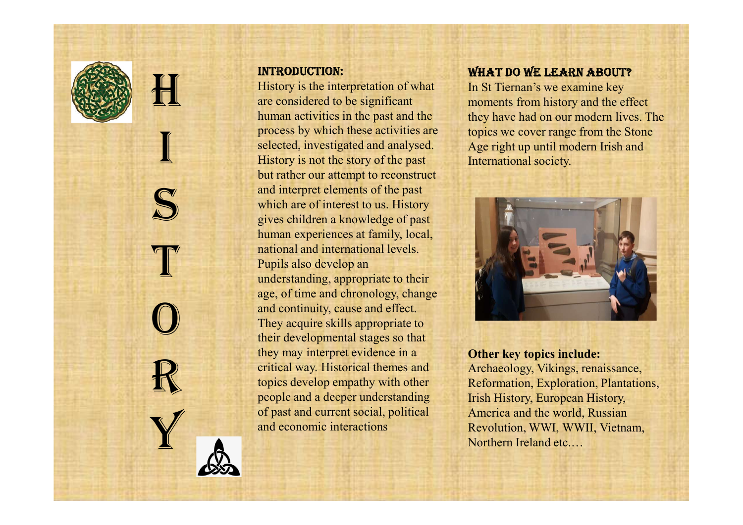# HISTORY

## INTRODUCTION:

History is the interpretation of what are considered to be significant human activities in the past and the process by which these activities are selected, investigated and analysed. History is not the story of the past but rather our attempt to reconstruct and interpret elements of the past which are of interest to us. History gives children a knowledge of past human experiences at family, local, national and international levels. Pupils also develop an understanding, appropriate to their age, of time and chronology, change and continuity, cause and effect. They acquire skills appropriate to their developmental stages so that they may interpret evidence in a critical way. Historical themes and topics develop empathy with other people and a deeper understanding of past and current social, political and economic interactions

## WHAT DO WE LEARN ABOUT?

In St Tiernan's we examine key moments from history and the effect they have had on our modern lives. The topics we cover range from the Stone Age right up until modern Irish and International society.

**Other key topics include:**

Archaeology, Vikings, renaissance, Reformation, Exploration, Plantations, Irish History, European History, America and the world, Russian Revolution, WWI, WWII, Vietnam, Northern Ireland etc.…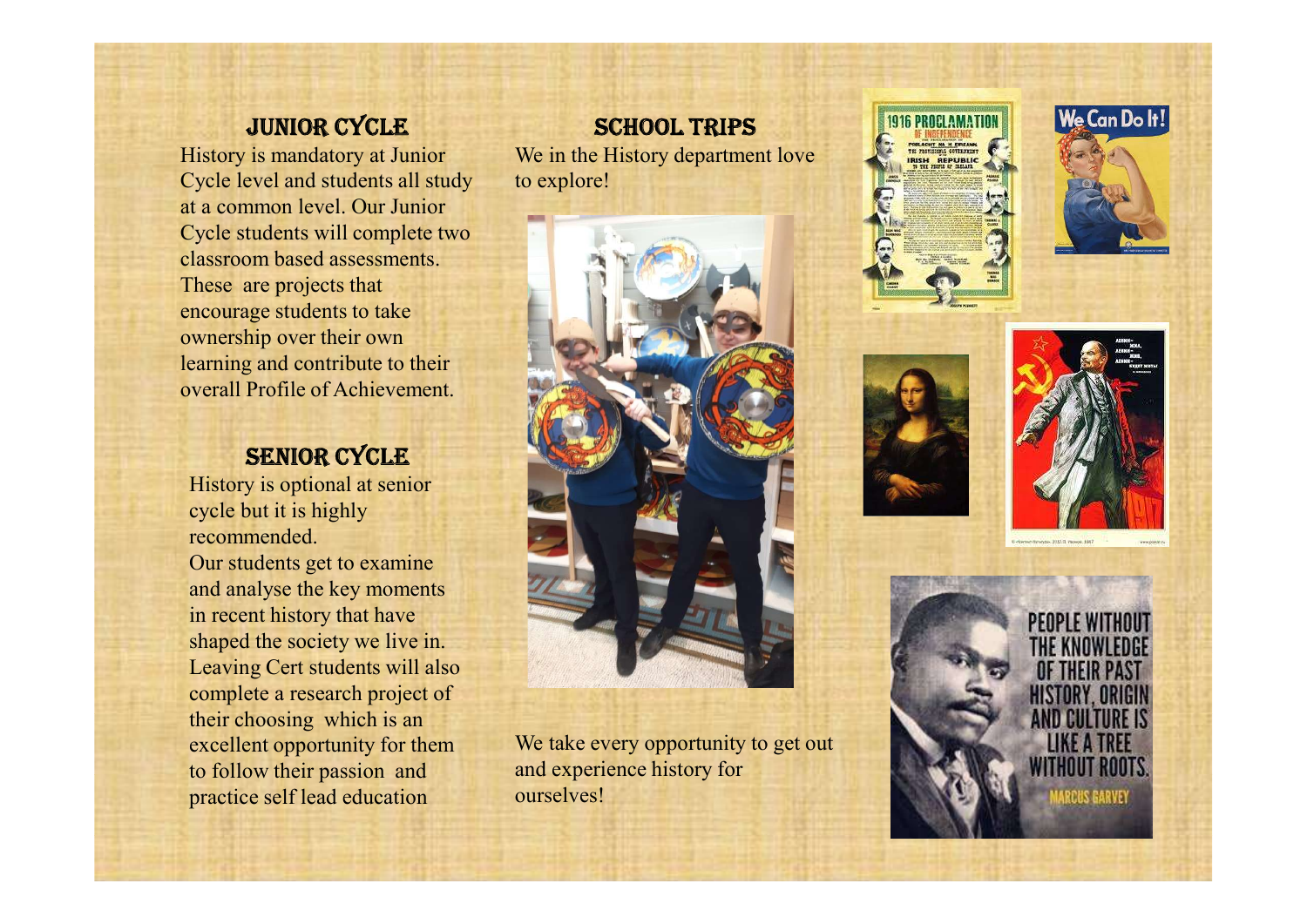## JUNIOR CYCLE

History is mandatory at Junior Cycle level and students all study at a common level. Our Junior Cycle students will complete two classroom based assessments. These are projects that encourage students to take ownership over their own learning and contribute to their overall Profile of Achievement.

## SENIOR CYCLE

History is optional at senior cycle but it is highly recommended.

Our students get to examine and analyse the key moments in recent history that have shaped the society we live in. Leaving Cert students will also complete a research project of their choosing which is an excellent opportunity for them to follow their passion and practice self lead education

## SCHOOL TRIPS

We in the History department love to explore!

We take every opportunity to get out and experience history for ourselves!